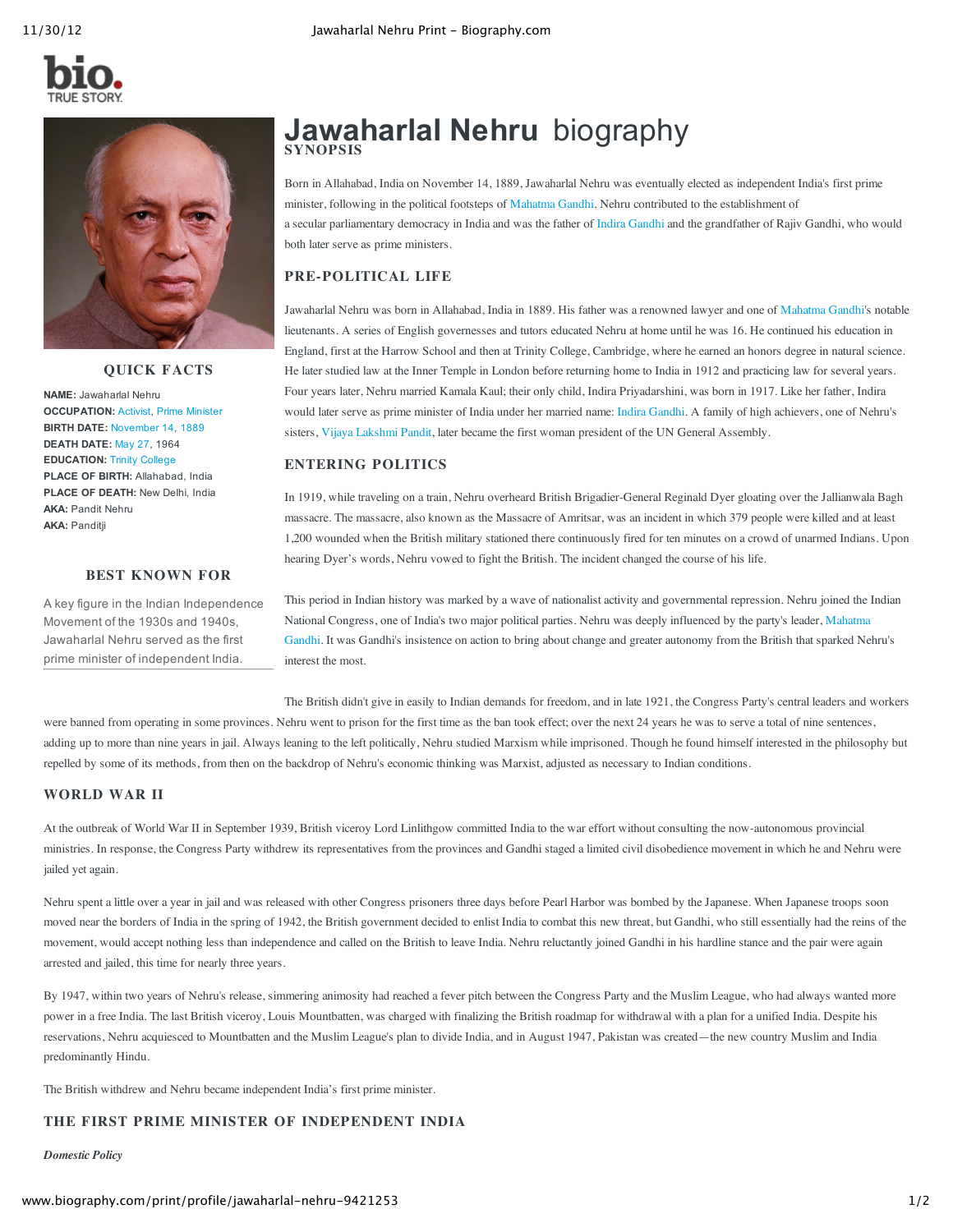# Jawaharlal Nehru biography

## QUICK FACTS

**NAME:** Jawaharlal Nehru
**OCCUPATION:** Activist, Prime Minister
**BIRTH DATE:** November 14, 1889
**DEATH DATE:** May 27, 1964
**EDUCATION:** Trinity College
**PLACE OF BIRTH:** Allahabad, India
**PLACE OF DEATH:** New Delhi, India
**AKA:** Pandit Nehru
**AKA:** Panditji

## BEST KNOWN FOR

A key figure in the Indian Independence Movement of the 1930s and 1940s, Jawaharlal Nehru served as the first prime minister of independent India.

## SYNOPSIS

Born in Allahabad, India on November 14, 1889, Jawaharlal Nehru was eventually elected as independent India's first prime minister, following in the political footsteps of Mahatma Gandhi. Nehru contributed to the establishment of a secular parliamentary democracy in India and was the father of Indira Gandhi and the grandfather of Rajiv Gandhi, who would both later serve as prime ministers.

## PRE-POLITICAL LIFE

Jawaharlal Nehru was born in Allahabad, India in 1889. His father was a renowned lawyer and one of Mahatma Gandhi's notable lieutenants. A series of English governesses and tutors educated Nehru at home until he was 16. He continued his education in England, first at the Harrow School and then at Trinity College, Cambridge, where he earned an honors degree in natural science. He later studied law at the Inner Temple in London before returning home to India in 1912 and practicing law for several years. Four years later, Nehru married Kamala Kaul; their only child, Indira Priyadarshini, was born in 1917. Like her father, Indira would later serve as prime minister of India under her married name: Indira Gandhi. A family of high achievers, one of Nehru's sisters, Vijaya Lakshmi Pandit, later became the first woman president of the UN General Assembly.

## ENTERING POLITICS

In 1919, while traveling on a train, Nehru overheard British Brigadier-General Reginald Dyer gloating over the Jallianwala Bagh massacre. The massacre, also known as the Massacre of Amritsar, was an incident in which 379 people were killed and at least 1,200 wounded when the British military stationed there continuously fired for ten minutes on a crowd of unarmed Indians. Upon hearing Dyer's words, Nehru vowed to fight the British. The incident changed the course of his life.

This period in Indian history was marked by a wave of nationalist activity and governmental repression. Nehru joined the Indian National Congress, one of India's two major political parties. Nehru was deeply influenced by the party's leader, Mahatma Gandhi. It was Gandhi's insistence on action to bring about change and greater autonomy from the British that sparked Nehru's interest the most.

The British didn't give in easily to Indian demands for freedom, and in late 1921, the Congress Party's central leaders and workers were banned from operating in some provinces. Nehru went to prison for the first time as the ban took effect; over the next 24 years he was to serve a total of nine sentences, adding up to more than nine years in jail. Always leaning to the left politically, Nehru studied Marxism while imprisoned. Though he found himself interested in the philosophy but repelled by some of its methods, from then on the backdrop of Nehru's economic thinking was Marxist, adjusted as necessary to Indian conditions.

## WORLD WAR II

At the outbreak of World War II in September 1939, British viceroy Lord Linlithgow committed India to the war effort without consulting the now-autonomous provincial ministries. In response, the Congress Party withdrew its representatives from the provinces and Gandhi staged a limited civil disobedience movement in which he and Nehru were jailed yet again.

Nehru spent a little over a year in jail and was released with other Congress prisoners three days before Pearl Harbor was bombed by the Japanese. When Japanese troops soon moved near the borders of India in the spring of 1942, the British government decided to enlist India to combat this new threat, but Gandhi, who still essentially had the reins of the movement, would accept nothing less than independence and called on the British to leave India. Nehru reluctantly joined Gandhi in his hardline stance and the pair were again arrested and jailed, this time for nearly three years.

By 1947, within two years of Nehru's release, simmering animosity had reached a fever pitch between the Congress Party and the Muslim League, who had always wanted more power in a free India. The last British viceroy, Louis Mountbatten, was charged with finalizing the British roadmap for withdrawal with a plan for a unified India. Despite his reservations, Nehru acquiesced to Mountbatten and the Muslim League's plan to divide India, and in August 1947, Pakistan was created—the new country Muslim and India predominantly Hindu.

The British withdrew and Nehru became independent India's first prime minister.

## THE FIRST PRIME MINISTER OF INDEPENDENT INDIA

***Domestic Policy***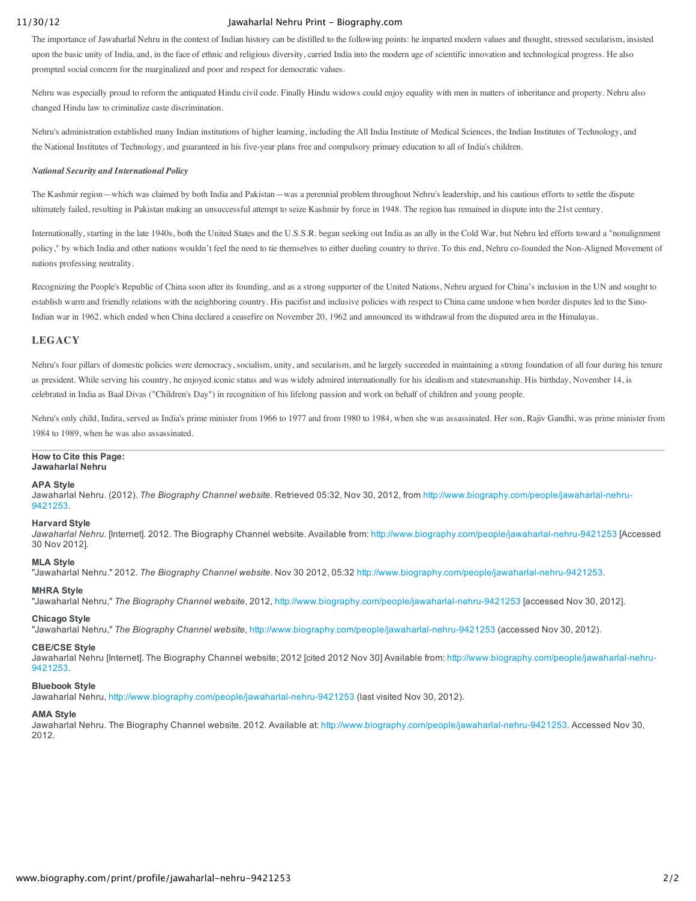The importance of Jawaharlal Nehru in the context of Indian history can be distilled to the following points: he imparted modern values and thought, stressed secularism, insisted upon the basic unity of India, and, in the face of ethnic and religious diversity, carried India into the modern age of scientific innovation and technological progress. He also prompted social concern for the marginalized and poor and respect for democratic values.

Nehru was especially proud to reform the antiquated Hindu civil code. Finally Hindu widows could enjoy equality with men in matters of inheritance and property. Nehru also changed Hindu law to criminalize caste discrimination.

Nehru's administration established many Indian institutions of higher learning, including the All India Institute of Medical Sciences, the Indian Institutes of Technology, and the National Institutes of Technology, and guaranteed in his five-year plans free and compulsory primary education to all of India's children.

***National Security and International Policy***

The Kashmir region—which was claimed by both India and Pakistan—was a perennial problem throughout Nehru's leadership, and his cautious efforts to settle the dispute ultimately failed, resulting in Pakistan making an unsuccessful attempt to seize Kashmir by force in 1948. The region has remained in dispute into the 21st century.

Internationally, starting in the late 1940s, both the United States and the U.S.S.R. began seeking out India as an ally in the Cold War, but Nehru led efforts toward a "nonalignment policy," by which India and other nations wouldn't feel the need to tie themselves to either dueling country to thrive. To this end, Nehru co-founded the Non-Aligned Movement of nations professing neutrality.

Recognizing the People's Republic of China soon after its founding, and as a strong supporter of the United Nations, Nehru argued for China's inclusion in the UN and sought to establish warm and friendly relations with the neighboring country. His pacifist and inclusive policies with respect to China came undone when border disputes led to the Sino-Indian war in 1962, which ended when China declared a ceasefire on November 20, 1962 and announced its withdrawal from the disputed area in the Himalayas.

## LEGACY

Nehru's four pillars of domestic policies were democracy, socialism, unity, and secularism, and he largely succeeded in maintaining a strong foundation of all four during his tenure as president. While serving his country, he enjoyed iconic status and was widely admired internationally for his idealism and statesmanship. His birthday, November 14, is celebrated in India as Baal Divas ("Children's Day") in recognition of his lifelong passion and work on behalf of children and young people.

Nehru's only child, Indira, served as India's prime minister from 1966 to 1977 and from 1980 to 1984, when she was assassinated. Her son, Rajiv Gandhi, was prime minister from 1984 to 1989, when he was also assassinated.

---

**How to Cite this Page:**
**Jawaharlal Nehru**

**APA Style**
Jawaharlal Nehru. (2012). *The Biography Channel website*. Retrieved 05:32, Nov 30, 2012, from http://www.biography.com/people/jawaharlal-nehru-9421253.

**Harvard Style**
*Jawaharlal Nehru*. [Internet]. 2012. The Biography Channel website. Available from: http://www.biography.com/people/jawaharlal-nehru-9421253 [Accessed 30 Nov 2012].

**MLA Style**
"Jawaharlal Nehru." 2012. *The Biography Channel website*. Nov 30 2012, 05:32 http://www.biography.com/people/jawaharlal-nehru-9421253.

**MHRA Style**
"Jawaharlal Nehru," *The Biography Channel website*, 2012, http://www.biography.com/people/jawaharlal-nehru-9421253 [accessed Nov 30, 2012].

**Chicago Style**
"Jawaharlal Nehru," *The Biography Channel website*, http://www.biography.com/people/jawaharlal-nehru-9421253 (accessed Nov 30, 2012).

**CBE/CSE Style**
Jawaharlal Nehru [Internet]. The Biography Channel website; 2012 [cited 2012 Nov 30] Available from: http://www.biography.com/people/jawaharlal-nehru-9421253.

**Bluebook Style**
Jawaharlal Nehru, http://www.biography.com/people/jawaharlal-nehru-9421253 (last visited Nov 30, 2012).

**AMA Style**
Jawaharlal Nehru. The Biography Channel website. 2012. Available at: http://www.biography.com/people/jawaharlal-nehru-9421253. Accessed Nov 30, 2012.